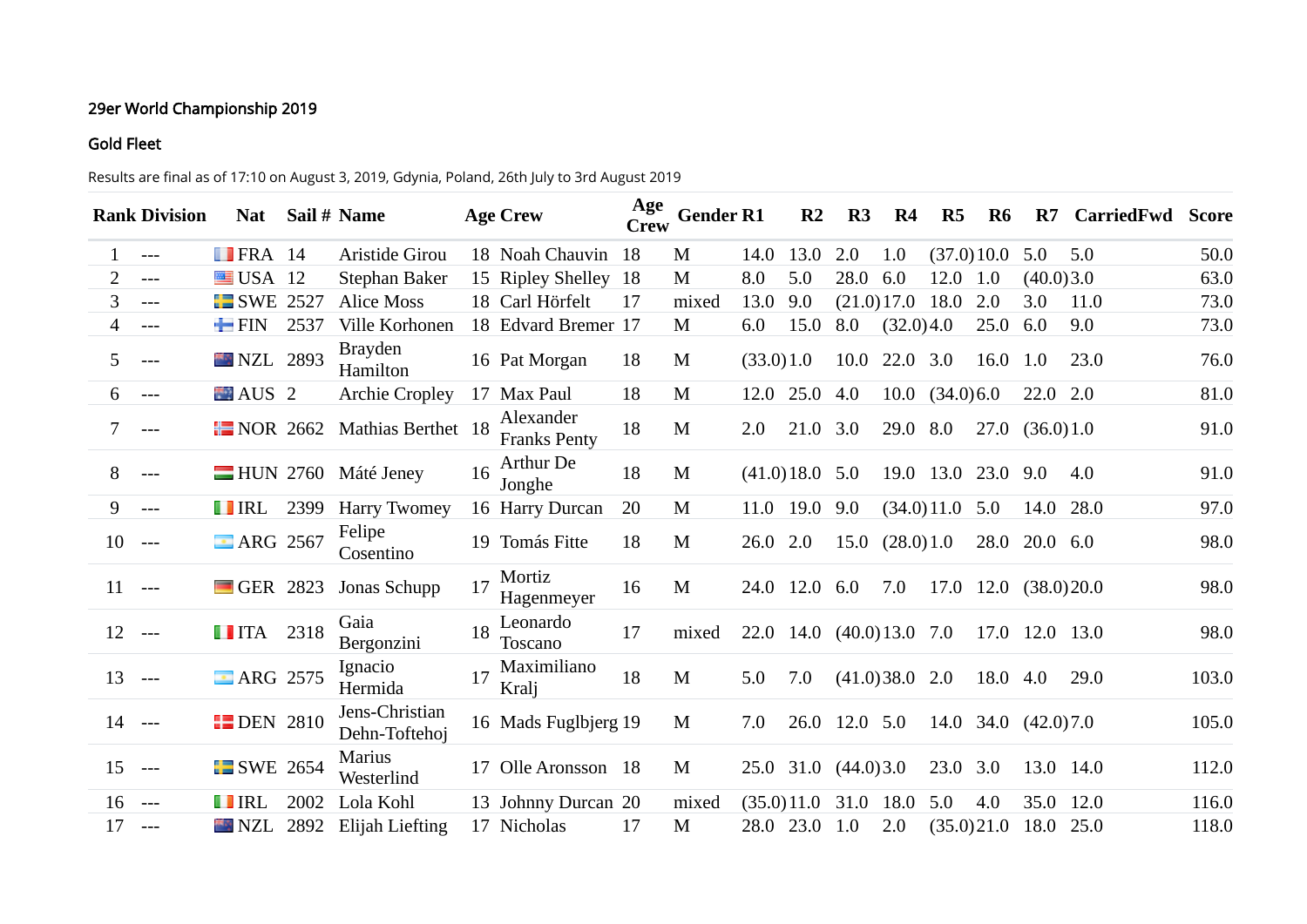29er World Championship 2019

Gold Fleet

Results are final as of 17:10 on August 3, 2019, Gdynia, Poland, 26th July to 3rd August 2019

| Rank | Division | Nat | Sail # | Name | Age | Crew | Age Crew | Gender | R1 | R2 | R3 | R4 | R5 | R6 | R7 | CarriedFwd | Score |
|---|---|---|---|---|---|---|---|---|---|---|---|---|---|---|---|---|---|
| 1 | --- | FRA | 14 | Aristide Girou | 18 | Noah Chauvin | 18 | M | 14.0 | 13.0 | 2.0 | 1.0 | (37.0) | 10.0 | 5.0 | 5.0 | 50.0 |
| 2 | --- | USA | 12 | Stephan Baker | 15 | Ripley Shelley | 18 | M | 8.0 | 5.0 | 28.0 | 6.0 | 12.0 | 1.0 | (40.0) | 3.0 | 63.0 |
| 3 | --- | SWE | 2527 | Alice Moss | 18 | Carl Hörfelt | 17 | mixed | 13.0 | 9.0 | (21.0) | 17.0 | 18.0 | 2.0 | 3.0 | 11.0 | 73.0 |
| 4 | --- | FIN | 2537 | Ville Korhonen | 18 | Edvard Bremer | 17 | M | 6.0 | 15.0 | 8.0 | (32.0) | 4.0 | 25.0 | 6.0 | 9.0 | 73.0 |
| 5 | --- | NZL | 2893 | Brayden Hamilton | 16 | Pat Morgan | 18 | M | (33.0) | 1.0 | 10.0 | 22.0 | 3.0 | 16.0 | 1.0 | 23.0 | 76.0 |
| 6 | --- | AUS | 2 | Archie Cropley | 17 | Max Paul | 18 | M | 12.0 | 25.0 | 4.0 | 10.0 | (34.0) | 6.0 | 22.0 | 2.0 | 81.0 |
| 7 | --- | NOR | 2662 | Mathias Berthet | 18 | Alexander Franks Penty | 18 | M | 2.0 | 21.0 | 3.0 | 29.0 | 8.0 | 27.0 | (36.0) | 1.0 | 91.0 |
| 8 | --- | HUN | 2760 | Máté Jeney | 16 | Arthur De Jonghe | 18 | M | (41.0) | 18.0 | 5.0 | 19.0 | 13.0 | 23.0 | 9.0 | 4.0 | 91.0 |
| 9 | --- | IRL | 2399 | Harry Twomey | 16 | Harry Durcan | 20 | M | 11.0 | 19.0 | 9.0 | (34.0) | 11.0 | 5.0 | 14.0 | 28.0 | 97.0 |
| 10 | --- | ARG | 2567 | Felipe Cosentino | 19 | Tomás Fitte | 18 | M | 26.0 | 2.0 | 15.0 | (28.0) | 1.0 | 28.0 | 20.0 | 6.0 | 98.0 |
| 11 | --- | GER | 2823 | Jonas Schupp | 17 | Mortiz Hagenmeyer | 16 | M | 24.0 | 12.0 | 6.0 | 7.0 | 17.0 | 12.0 | (38.0) | 20.0 | 98.0 |
| 12 | --- | ITA | 2318 | Gaia Bergonzini | 18 | Leonardo Toscano | 17 | mixed | 22.0 | 14.0 | (40.0) | 13.0 | 7.0 | 17.0 | 12.0 | 13.0 | 98.0 |
| 13 | --- | ARG | 2575 | Ignacio Hermida | 17 | Maximiliano Kralj | 18 | M | 5.0 | 7.0 | (41.0) | 38.0 | 2.0 | 18.0 | 4.0 | 29.0 | 103.0 |
| 14 | --- | DEN | 2810 | Jens-Christian Dehn-Toftehoj | 16 | Mads Fuglbjerg | 19 | M | 7.0 | 26.0 | 12.0 | 5.0 | 14.0 | 34.0 | (42.0) | 7.0 | 105.0 |
| 15 | --- | SWE | 2654 | Marius Westerlind | 17 | Olle Aronsson | 18 | M | 25.0 | 31.0 | (44.0) | 3.0 | 23.0 | 3.0 | 13.0 | 14.0 | 112.0 |
| 16 | --- | IRL | 2002 | Lola Kohl | 13 | Johnny Durcan | 20 | mixed | (35.0) | 11.0 | 31.0 | 18.0 | 5.0 | 4.0 | 35.0 | 12.0 | 116.0 |
| 17 | --- | NZL | 2892 | Elijah Liefting | 17 | Nicholas | 17 | M | 28.0 | 23.0 | 1.0 | 2.0 | (35.0) | 21.0 | 18.0 | 25.0 | 118.0 |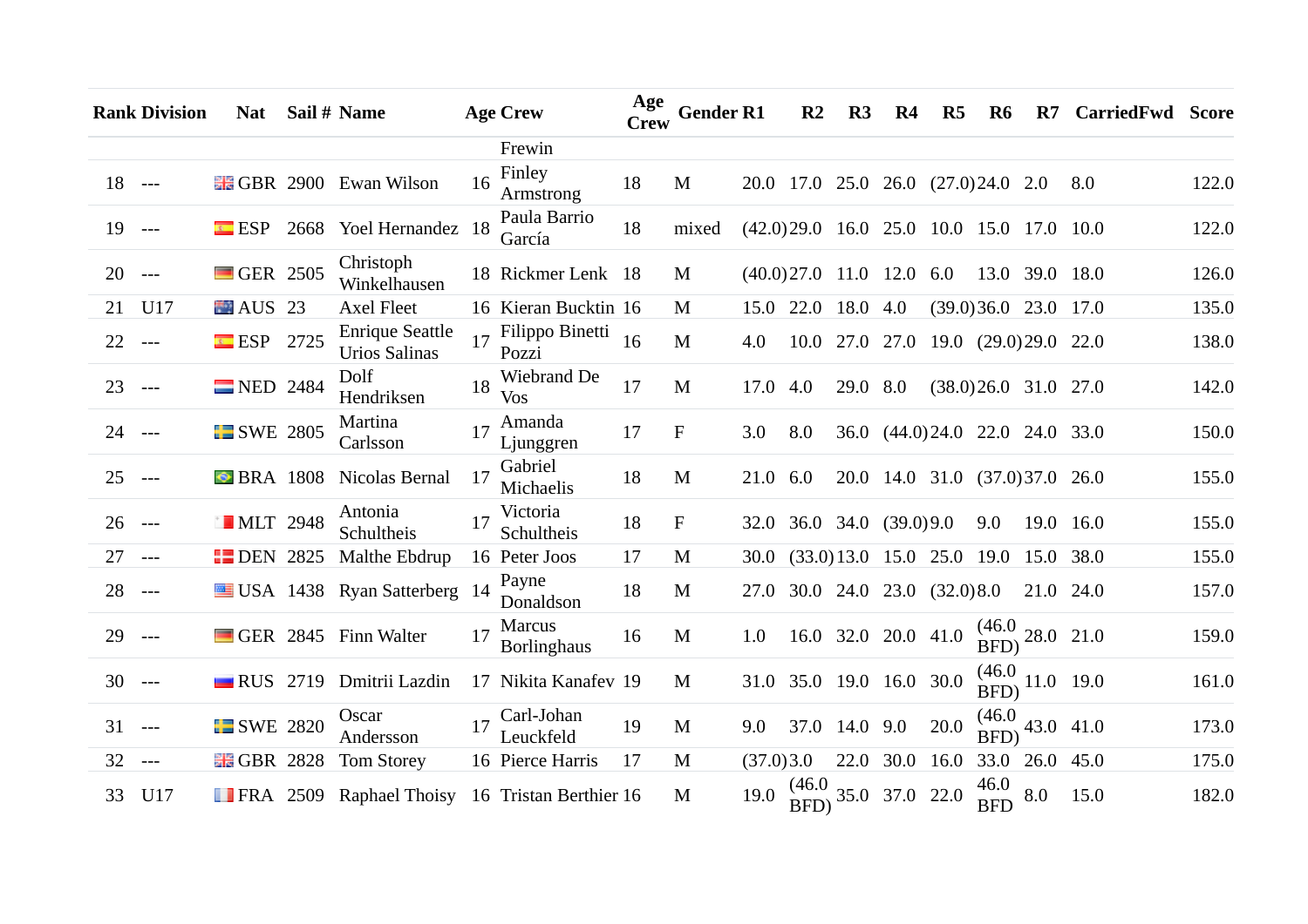| Rank | Division | Nat | Sail # | Name | Age | Crew | Age Crew | Gender | R1 | R2 | R3 | R4 | R5 | R6 | R7 | CarriedFwd | Score |
|---|---|---|---|---|---|---|---|---|---|---|---|---|---|---|---|---|---|
| | | | | | | Frewin | | | | | | | | | | | |
| 18 | --- | GBR | 2900 | Ewan Wilson | 16 | Finley Armstrong | 18 | M | 20.0 | 17.0 | 25.0 | 26.0 | (27.0) | 24.0 | 2.0 | 8.0 | 122.0 |
| 19 | --- | ESP | 2668 | Yoel Hernandez | 18 | Paula Barrio García | 18 | mixed | (42.0) | 29.0 | 16.0 | 25.0 | 10.0 | 15.0 | 17.0 | 10.0 | 122.0 |
| 20 | --- | GER | 2505 | Christoph Winkelhausen | 18 | Rickmer Lenk | 18 | M | (40.0) | 27.0 | 11.0 | 12.0 | 6.0 | 13.0 | 39.0 | 18.0 | 126.0 |
| 21 | U17 | AUS | 23 | Axel Fleet | 16 | Kieran Bucktin | 16 | M | 15.0 | 22.0 | 18.0 | 4.0 | (39.0) | 36.0 | 23.0 | 17.0 | 135.0 |
| 22 | --- | ESP | 2725 | Enrique Seattle Urios Salinas | 17 | Filippo Binetti Pozzi | 16 | M | 4.0 | 10.0 | 27.0 | 27.0 | 19.0 | (29.0) | 29.0 | 22.0 | 138.0 |
| 23 | --- | NED | 2484 | Dolf Hendriksen | 18 | Wiebrand De Vos | 17 | M | 17.0 | 4.0 | 29.0 | 8.0 | (38.0) | 26.0 | 31.0 | 27.0 | 142.0 |
| 24 | --- | SWE | 2805 | Martina Carlsson | 17 | Amanda Ljunggren | 17 | F | 3.0 | 8.0 | 36.0 | (44.0) | 24.0 | 22.0 | 24.0 | 33.0 | 150.0 |
| 25 | --- | BRA | 1808 | Nicolas Bernal | 17 | Gabriel Michaelis | 18 | M | 21.0 | 6.0 | 20.0 | 14.0 | 31.0 | (37.0) | 37.0 | 26.0 | 155.0 |
| 26 | --- | MLT | 2948 | Antonia Schultheis | 17 | Victoria Schultheis | 18 | F | 32.0 | 36.0 | 34.0 | (39.0) | 9.0 | 9.0 | 19.0 | 16.0 | 155.0 |
| 27 | --- | DEN | 2825 | Malthe Ebdrup | 16 | Peter Joos | 17 | M | 30.0 | (33.0) | 13.0 | 15.0 | 25.0 | 19.0 | 15.0 | 38.0 | 155.0 |
| 28 | --- | USA | 1438 | Ryan Satterberg | 14 | Payne Donaldson | 18 | M | 27.0 | 30.0 | 24.0 | 23.0 | (32.0) | 8.0 | 21.0 | 24.0 | 157.0 |
| 29 | --- | GER | 2845 | Finn Walter | 17 | Marcus Borlinghaus | 16 | M | 1.0 | 16.0 | 32.0 | 20.0 | 41.0 | (46.0 BFD) | 28.0 | 21.0 | 159.0 |
| 30 | --- | RUS | 2719 | Dmitrii Lazdin | 17 | Nikita Kanafev | 19 | M | 31.0 | 35.0 | 19.0 | 16.0 | 30.0 | (46.0 BFD) | 11.0 | 19.0 | 161.0 |
| 31 | --- | SWE | 2820 | Oscar Andersson | 17 | Carl-Johan Leuckfeld | 19 | M | 9.0 | 37.0 | 14.0 | 9.0 | 20.0 | (46.0 BFD) | 43.0 | 41.0 | 173.0 |
| 32 | --- | GBR | 2828 | Tom Storey | 16 | Pierce Harris | 17 | M | (37.0) | 3.0 | 22.0 | 30.0 | 16.0 | 33.0 | 26.0 | 45.0 | 175.0 |
| 33 | U17 | FRA | 2509 | Raphael Thoisy | 16 | Tristan Berthier | 16 | M | 19.0 | (46.0 BFD) | 35.0 | 37.0 | 22.0 | 46.0 BFD | 8.0 | 15.0 | 182.0 |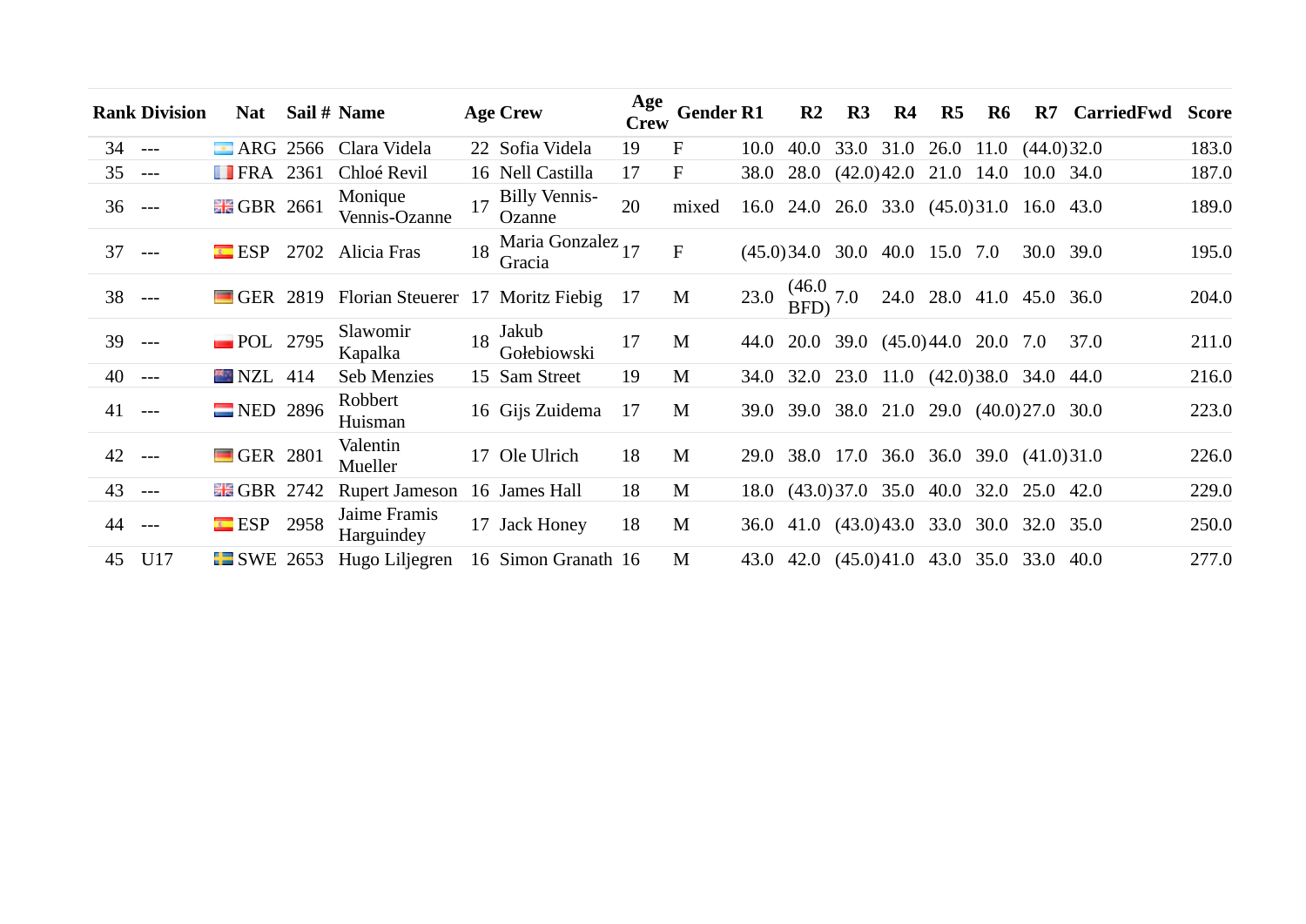| Rank | Division | Nat | Sail # | Name | Age | Crew | Age Crew | Gender | R1 | R2 | R3 | R4 | R5 | R6 | R7 | CarriedFwd | Score |
|---|---|---|---|---|---|---|---|---|---|---|---|---|---|---|---|---|---|
| 34 | --- | ARG | 2566 | Clara Videla | 22 | Sofia Videla | 19 | F | 10.0 | 40.0 | 33.0 | 31.0 | 26.0 | 11.0 | (44.0) | 32.0 | 183.0 |
| 35 | --- | FRA | 2361 | Chloé Revil | 16 | Nell Castilla | 17 | F | 38.0 | 28.0 | (42.0) | 42.0 | 21.0 | 14.0 | 10.0 | 34.0 | 187.0 |
| 36 | --- | GBR | 2661 | Monique Vennis-Ozanne | 17 | Billy Vennis-Ozanne | 20 | mixed | 16.0 | 24.0 | 26.0 | 33.0 | (45.0) | 31.0 | 16.0 | 43.0 | 189.0 |
| 37 | --- | ESP | 2702 | Alicia Fras | 18 | Maria Gonzalez Gracia | 17 | F | (45.0) | 34.0 | 30.0 | 40.0 | 15.0 | 7.0 | 30.0 | 39.0 | 195.0 |
| 38 | --- | GER | 2819 | Florian Steuerer | 17 | Moritz Fiebig | 17 | M | 23.0 | (46.0 BFD) | 7.0 | 24.0 | 28.0 | 41.0 | 45.0 | 36.0 | 204.0 |
| 39 | --- | POL | 2795 | Slawomir Kapalka | 18 | Jakub Gołebiowski | 17 | M | 44.0 | 20.0 | 39.0 | (45.0) | 44.0 | 20.0 | 7.0 | 37.0 | 211.0 |
| 40 | --- | NZL | 414 | Seb Menzies | 15 | Sam Street | 19 | M | 34.0 | 32.0 | 23.0 | 11.0 | (42.0) | 38.0 | 34.0 | 44.0 | 216.0 |
| 41 | --- | NED | 2896 | Robbert Huisman | 16 | Gijs Zuidema | 17 | M | 39.0 | 39.0 | 38.0 | 21.0 | 29.0 | (40.0) | 27.0 | 30.0 | 223.0 |
| 42 | --- | GER | 2801 | Valentin Mueller | 17 | Ole Ulrich | 18 | M | 29.0 | 38.0 | 17.0 | 36.0 | 36.0 | 39.0 | (41.0) | 31.0 | 226.0 |
| 43 | --- | GBR | 2742 | Rupert Jameson | 16 | James Hall | 18 | M | 18.0 | (43.0) | 37.0 | 35.0 | 40.0 | 32.0 | 25.0 | 42.0 | 229.0 |
| 44 | --- | ESP | 2958 | Jaime Framis Harguindey | 17 | Jack Honey | 18 | M | 36.0 | 41.0 | (43.0) | 43.0 | 33.0 | 30.0 | 32.0 | 35.0 | 250.0 |
| 45 | U17 | SWE | 2653 | Hugo Liljegren | 16 | Simon Granath | 16 | M | 43.0 | 42.0 | (45.0) | 41.0 | 43.0 | 35.0 | 33.0 | 40.0 | 277.0 |